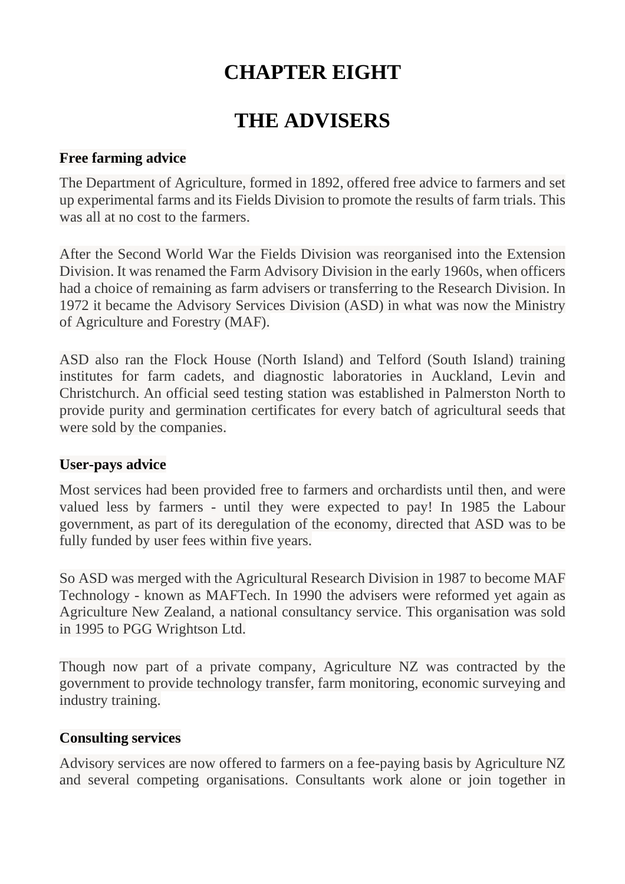# CHAPTER EIGHT

# THE ADVISERS

### Free farming advice

The Department of Agriculture, formed in 1892, offered free advice to farmers and set up experimental farms and its Fields Division to promote the results of farm trials. This was all at no cost to the farmers.

After the Second World War the Fields Division was reorganised into the Extension Division. It was renamed the Farm Advisory Division in the early 1960s, when officers had a choice of remaining as farm advisers or transferring to the Research Division. In 1972 it became the Advisory Services Division (ASD) in what was now the Ministry of Agriculture and Forestry (MAF).

ASD also ran the Flock House (North Island) and Telford (South Island) training institutes for farm cadets, and diagnostic laboratories in Auckland, Levin and Christchurch. An official seed testing station was established in Palmerston North to provide purity and germination certificates for every batch of agricultural seeds that were sold by the companies.

### User-pays advice

Most services had been provided free to farmers and orchardists until then, and were valued less by farmers - until they were expected to pay! In 1985 the Labour government, as part of its deregulation of the economy, directed that ASD was to be fully funded by user fees within five years.

So ASD was merged with the Agricultural Research Division in 1987 to become MAF Technology - known as MAFTech. In 1990 the advisers were reformed yet again as Agriculture New Zealand, a national consultancy service. This organisation was sold in 1995 to PGG Wrightson Ltd.

Though now part of a private company, Agriculture NZ was contracted by the government to provide technology transfer, farm monitoring, economic surveying and industry training.

### Consulting services

Advisory services are now offered to farmers on a fee-paying basis by Agriculture NZ and several competing organisations. Consultants work alone or join together in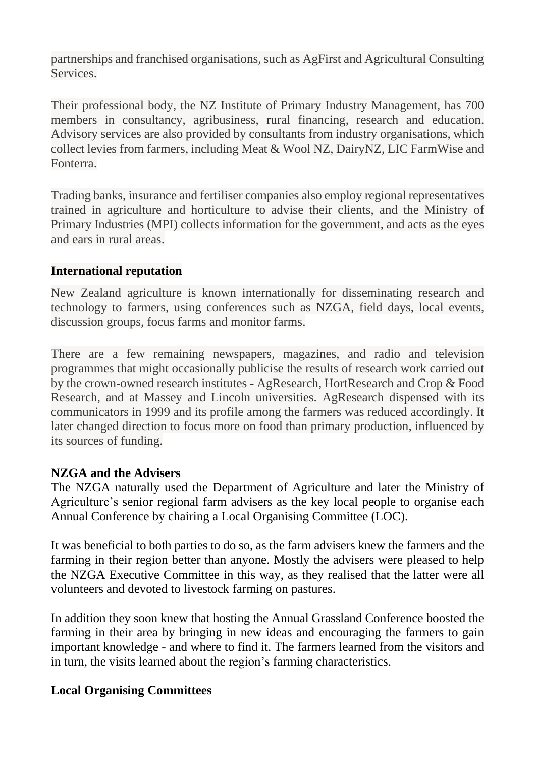partnerships and franchised organisations, such as AgFirst and Agricultural Consulting Services.

Their professional body, the NZ Institute of Primary Industry Management, has 700 members in consultancy, agribusiness, rural financing, research and education. Advisory services are also provided by consultants from industry organisations, which collect levies from farmers, including Meat & Wool NZ, DairyNZ, LIC FarmWise and Fonterra.

Trading banks, insurance and fertiliser companies also employ regional representatives trained in agriculture and horticulture to advise their clients, and the Ministry of Primary Industries (MPI) collects information for the government, and acts as the eyes and ears in rural areas.

**International reputation**

New Zealand agriculture is known internationally for disseminating research and technology to farmers, using conferences such as NZGA, field days, local events, discussion groups, focus farms and monitor farms.

There are a few remaining newspapers, magazines, and radio and television programmes that might occasionally publicise the results of research work carried out by the crown-owned research institutes - AgResearch, HortResearch and Crop & Food Research, and at Massey and Lincoln universities. AgResearch dispensed with its communicators in 1999 and its profile among the farmers was reduced accordingly. It later changed direction to focus more on food than primary production, influenced by its sources of funding.

**NZGA and the Advisers**

The NZGA naturally used the Department of Agriculture and later the Ministry of Agriculture's senior regional farm advisers as the key local people to organise each Annual Conference by chairing a Local Organising Committee (LOC).

It was beneficial to both parties to do so, as the farm advisers knew the farmers and the farming in their region better than anyone. Mostly the advisers were pleased to help the NZGA Executive Committee in this way, as they realised that the latter were all volunteers and devoted to livestock farming on pastures.

In addition they soon knew that hosting the Annual Grassland Conference boosted the farming in their area by bringing in new ideas and encouraging the farmers to gain important knowledge - and where to find it. The farmers learned from the visitors and in turn, the visits learned about the region's farming characteristics.

**Local Organising Committees**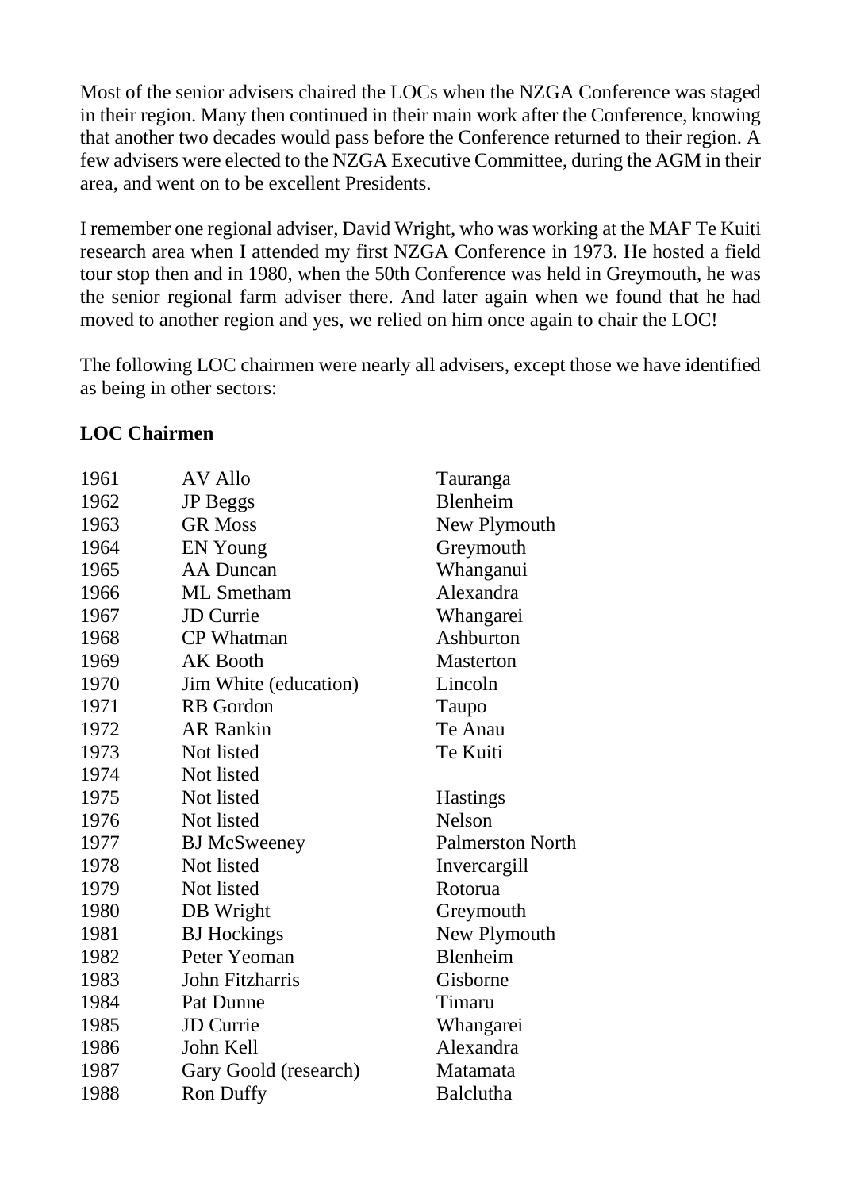Most of the senior advisers chaired the LOCs when the NZGA Conference was staged in their region. Many then continued in their main work after the Conference, knowing that another two decades would pass before the Conference returned to their region. A few advisers were elected to the NZGA Executive Committee, during the AGM in their area, and went on to be excellent Presidents.

I remember one regional adviser, David Wright, who was working at the MAF Te Kuiti research area when I attended my first NZGA Conference in 1973. He hosted a field tour stop then and in 1980, when the 50th Conference was held in Greymouth, he was the senior regional farm adviser there. And later again when we found that he had moved to another region and yes, we relied on him once again to chair the LOC!

The following LOC chairmen were nearly all advisers, except those we have identified as being in other sectors:

**LOC Chairmen**

| | | |
|---|---|---|
| 1961 | AV Allo | Tauranga |
| 1962 | JP Beggs | Blenheim |
| 1963 | GR Moss | New Plymouth |
| 1964 | EN Young | Greymouth |
| 1965 | AA Duncan | Whanganui |
| 1966 | ML Smetham | Alexandra |
| 1967 | JD Currie | Whangarei |
| 1968 | CP Whatman | Ashburton |
| 1969 | AK Booth | Masterton |
| 1970 | Jim White (education) | Lincoln |
| 1971 | RB Gordon | Taupo |
| 1972 | AR Rankin | Te Anau |
| 1973 | Not listed | Te Kuiti |
| 1974 | Not listed | |
| 1975 | Not listed | Hastings |
| 1976 | Not listed | Nelson |
| 1977 | BJ McSweeney | Palmerston North |
| 1978 | Not listed | Invercargill |
| 1979 | Not listed | Rotorua |
| 1980 | DB Wright | Greymouth |
| 1981 | BJ Hockings | New Plymouth |
| 1982 | Peter Yeoman | Blenheim |
| 1983 | John Fitzharris | Gisborne |
| 1984 | Pat Dunne | Timaru |
| 1985 | JD Currie | Whangarei |
| 1986 | John Kell | Alexandra |
| 1987 | Gary Goold (research) | Matamata |
| 1988 | Ron Duffy | Balclutha |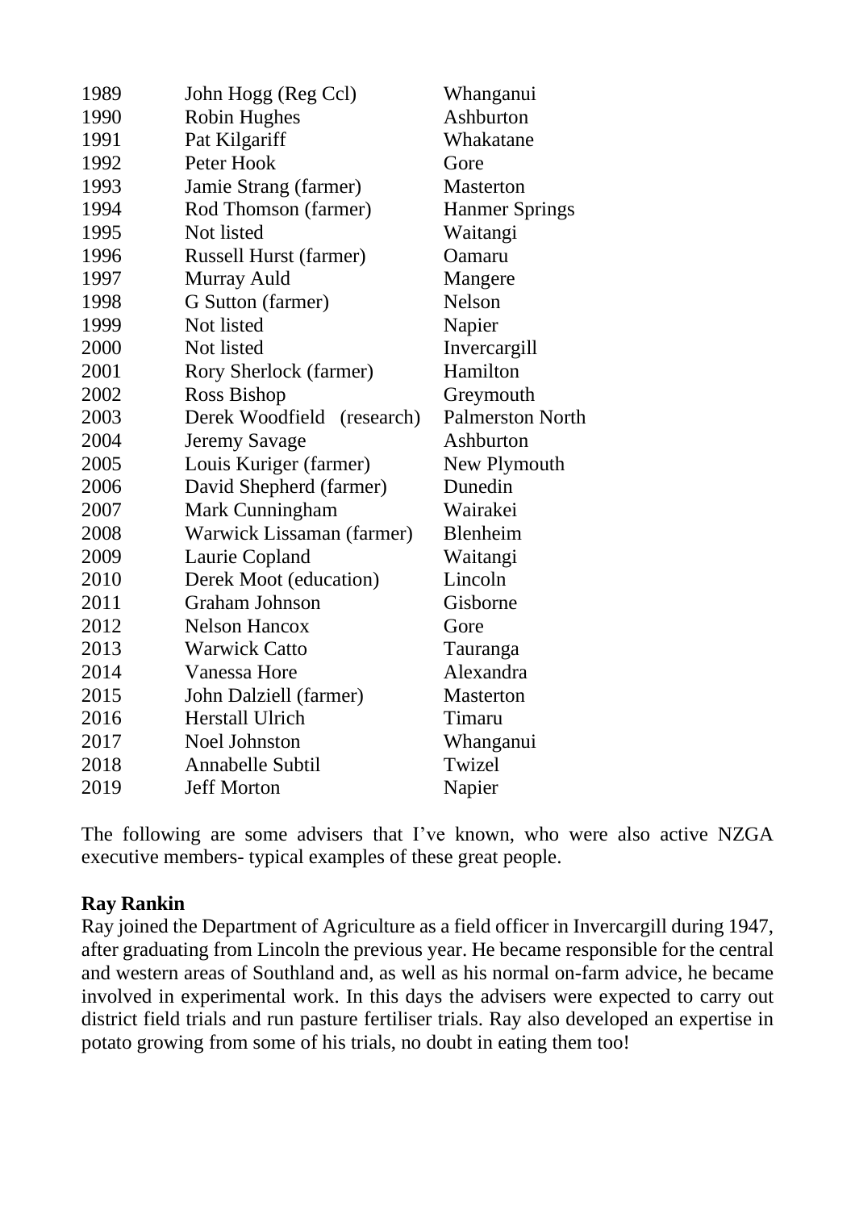| | | |
|---|---|---|
| 1989 | John Hogg (Reg Ccl) | Whanganui |
| 1990 | Robin Hughes | Ashburton |
| 1991 | Pat Kilgariff | Whakatane |
| 1992 | Peter Hook | Gore |
| 1993 | Jamie Strang (farmer) | Masterton |
| 1994 | Rod Thomson (farmer) | Hanmer Springs |
| 1995 | Not listed | Waitangi |
| 1996 | Russell Hurst (farmer) | Oamaru |
| 1997 | Murray Auld | Mangere |
| 1998 | G Sutton (farmer) | Nelson |
| 1999 | Not listed | Napier |
| 2000 | Not listed | Invercargill |
| 2001 | Rory Sherlock (farmer) | Hamilton |
| 2002 | Ross Bishop | Greymouth |
| 2003 | Derek Woodfield (research) | Palmerston North |
| 2004 | Jeremy Savage | Ashburton |
| 2005 | Louis Kuriger (farmer) | New Plymouth |
| 2006 | David Shepherd (farmer) | Dunedin |
| 2007 | Mark Cunningham | Wairakei |
| 2008 | Warwick Lissaman (farmer) | Blenheim |
| 2009 | Laurie Copland | Waitangi |
| 2010 | Derek Moot (education) | Lincoln |
| 2011 | Graham Johnson | Gisborne |
| 2012 | Nelson Hancox | Gore |
| 2013 | Warwick Catto | Tauranga |
| 2014 | Vanessa Hore | Alexandra |
| 2015 | John Dalziell (farmer) | Masterton |
| 2016 | Herstall Ulrich | Timaru |
| 2017 | Noel Johnston | Whanganui |
| 2018 | Annabelle Subtil | Twizel |
| 2019 | Jeff Morton | Napier |

The following are some advisers that I've known, who were also active NZGA executive members- typical examples of these great people.

**Ray Rankin**

Ray joined the Department of Agriculture as a field officer in Invercargill during 1947, after graduating from Lincoln the previous year. He became responsible for the central and western areas of Southland and, as well as his normal on-farm advice, he became involved in experimental work. In this days the advisers were expected to carry out district field trials and run pasture fertiliser trials. Ray also developed an expertise in potato growing from some of his trials, no doubt in eating them too!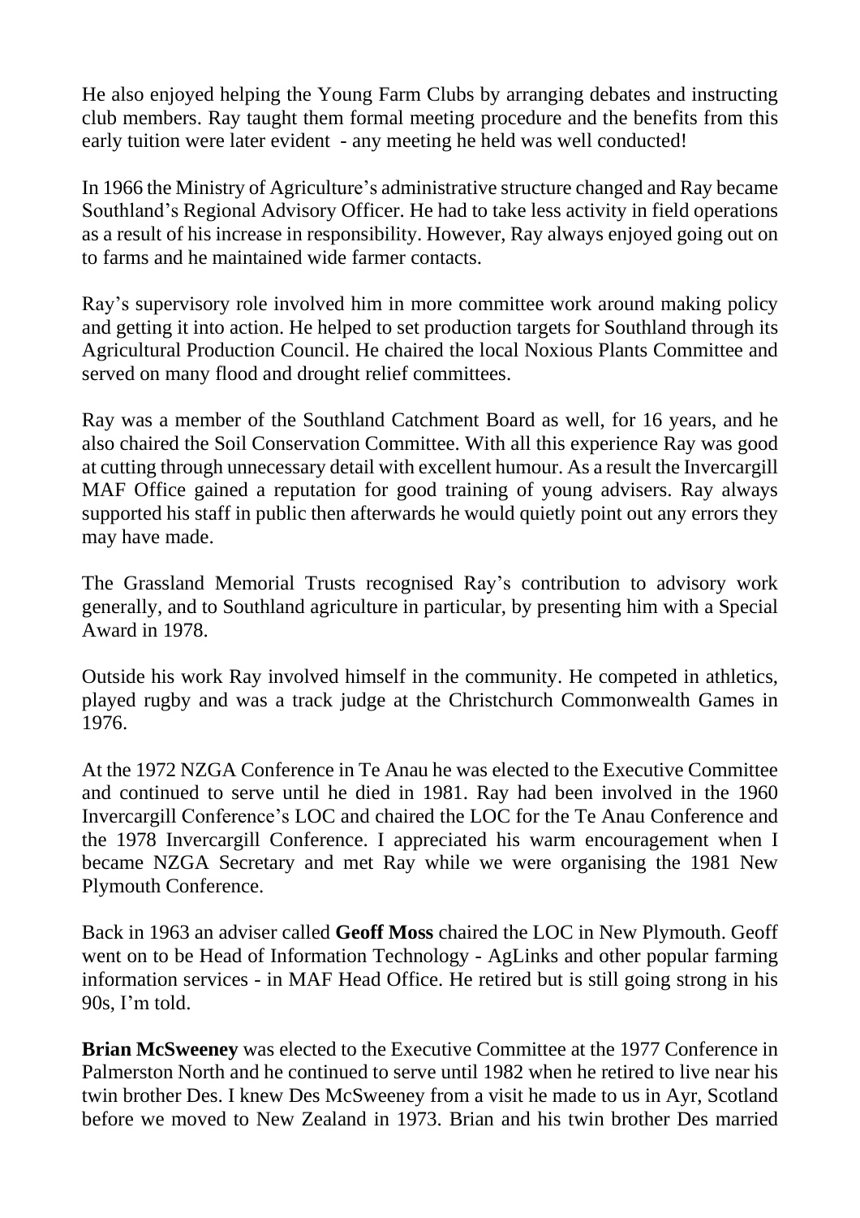He also enjoyed helping the Young Farm Clubs by arranging debates and instructing club members. Ray taught them formal meeting procedure and the benefits from this early tuition were later evident - any meeting he held was well conducted!

In 1966 the Ministry of Agriculture's administrative structure changed and Ray became Southland's Regional Advisory Officer. He had to take less activity in field operations as a result of his increase in responsibility. However, Ray always enjoyed going out on to farms and he maintained wide farmer contacts.

Ray's supervisory role involved him in more committee work around making policy and getting it into action. He helped to set production targets for Southland through its Agricultural Production Council. He chaired the local Noxious Plants Committee and served on many flood and drought relief committees.

Ray was a member of the Southland Catchment Board as well, for 16 years, and he also chaired the Soil Conservation Committee. With all this experience Ray was good at cutting through unnecessary detail with excellent humour. As a result the Invercargill MAF Office gained a reputation for good training of young advisers. Ray always supported his staff in public then afterwards he would quietly point out any errors they may have made.

The Grassland Memorial Trusts recognised Ray's contribution to advisory work generally, and to Southland agriculture in particular, by presenting him with a Special Award in 1978.

Outside his work Ray involved himself in the community. He competed in athletics, played rugby and was a track judge at the Christchurch Commonwealth Games in 1976.

At the 1972 NZGA Conference in Te Anau he was elected to the Executive Committee and continued to serve until he died in 1981. Ray had been involved in the 1960 Invercargill Conference's LOC and chaired the LOC for the Te Anau Conference and the 1978 Invercargill Conference. I appreciated his warm encouragement when I became NZGA Secretary and met Ray while we were organising the 1981 New Plymouth Conference.

Back in 1963 an adviser called **Geoff Moss** chaired the LOC in New Plymouth. Geoff went on to be Head of Information Technology - AgLinks and other popular farming information services - in MAF Head Office. He retired but is still going strong in his 90s, I'm told.

**Brian McSweeney** was elected to the Executive Committee at the 1977 Conference in Palmerston North and he continued to serve until 1982 when he retired to live near his twin brother Des. I knew Des McSweeney from a visit he made to us in Ayr, Scotland before we moved to New Zealand in 1973. Brian and his twin brother Des married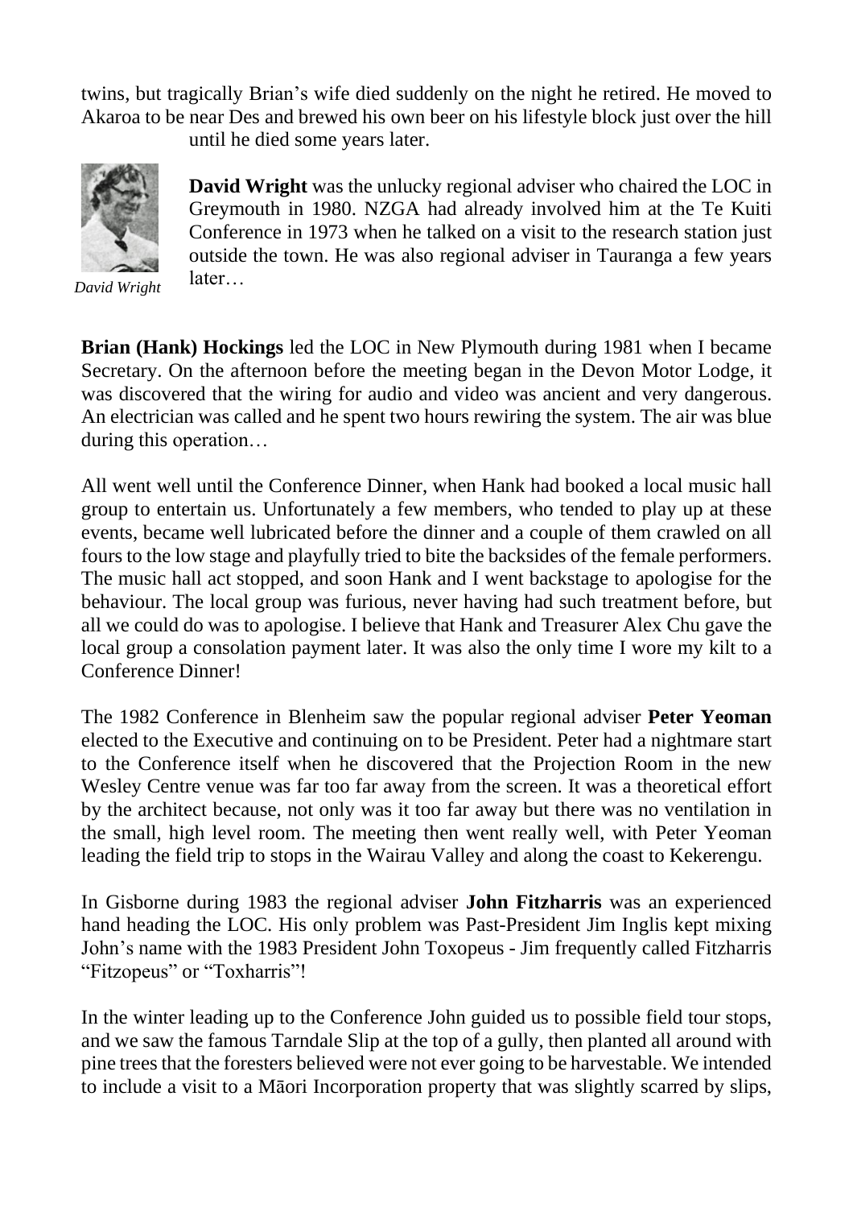twins, but tragically Brian's wife died suddenly on the night he retired. He moved to Akaroa to be near Des and brewed his own beer on his lifestyle block just over the hill until he died some years later.

*David Wright*

**David Wright** was the unlucky regional adviser who chaired the LOC in Greymouth in 1980. NZGA had already involved him at the Te Kuiti Conference in 1973 when he talked on a visit to the research station just outside the town. He was also regional adviser in Tauranga a few years later…

**Brian (Hank) Hockings** led the LOC in New Plymouth during 1981 when I became Secretary. On the afternoon before the meeting began in the Devon Motor Lodge, it was discovered that the wiring for audio and video was ancient and very dangerous. An electrician was called and he spent two hours rewiring the system. The air was blue during this operation…

All went well until the Conference Dinner, when Hank had booked a local music hall group to entertain us. Unfortunately a few members, who tended to play up at these events, became well lubricated before the dinner and a couple of them crawled on all fours to the low stage and playfully tried to bite the backsides of the female performers. The music hall act stopped, and soon Hank and I went backstage to apologise for the behaviour. The local group was furious, never having had such treatment before, but all we could do was to apologise. I believe that Hank and Treasurer Alex Chu gave the local group a consolation payment later. It was also the only time I wore my kilt to a Conference Dinner!

The 1982 Conference in Blenheim saw the popular regional adviser **Peter Yeoman** elected to the Executive and continuing on to be President. Peter had a nightmare start to the Conference itself when he discovered that the Projection Room in the new Wesley Centre venue was far too far away from the screen. It was a theoretical effort by the architect because, not only was it too far away but there was no ventilation in the small, high level room. The meeting then went really well, with Peter Yeoman leading the field trip to stops in the Wairau Valley and along the coast to Kekerengu.

In Gisborne during 1983 the regional adviser **John Fitzharris** was an experienced hand heading the LOC. His only problem was Past-President Jim Inglis kept mixing John's name with the 1983 President John Toxopeus - Jim frequently called Fitzharris "Fitzopeus" or "Toxharris"!

In the winter leading up to the Conference John guided us to possible field tour stops, and we saw the famous Tarndale Slip at the top of a gully, then planted all around with pine trees that the foresters believed were not ever going to be harvestable. We intended to include a visit to a Māori Incorporation property that was slightly scarred by slips,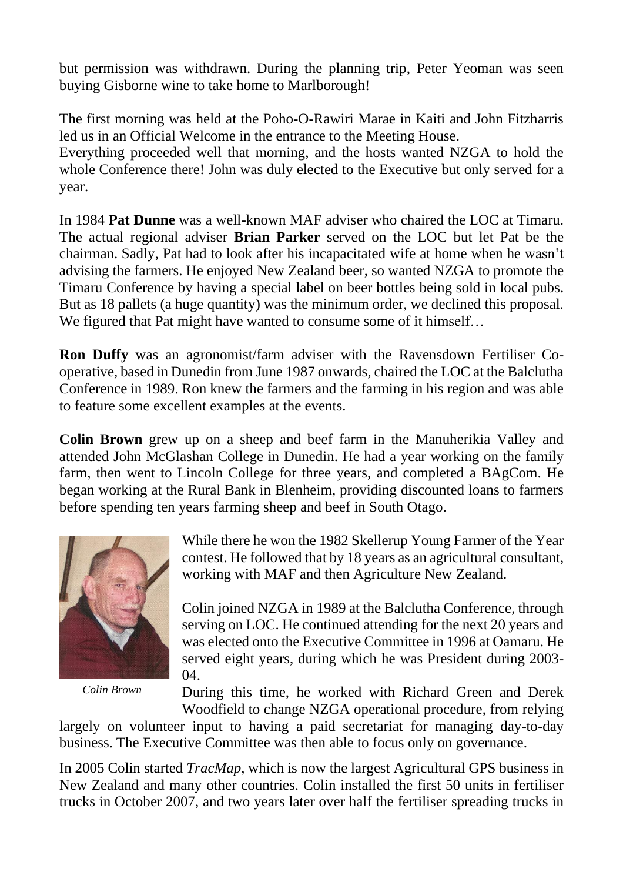but permission was withdrawn. During the planning trip, Peter Yeoman was seen buying Gisborne wine to take home to Marlborough!

The first morning was held at the Poho-O-Rawiri Marae in Kaiti and John Fitzharris led us in an Official Welcome in the entrance to the Meeting House.
Everything proceeded well that morning, and the hosts wanted NZGA to hold the whole Conference there! John was duly elected to the Executive but only served for a year.

In 1984 **Pat Dunne** was a well-known MAF adviser who chaired the LOC at Timaru. The actual regional adviser **Brian Parker** served on the LOC but let Pat be the chairman. Sadly, Pat had to look after his incapacitated wife at home when he wasn't advising the farmers. He enjoyed New Zealand beer, so wanted NZGA to promote the Timaru Conference by having a special label on beer bottles being sold in local pubs. But as 18 pallets (a huge quantity) was the minimum order, we declined this proposal. We figured that Pat might have wanted to consume some of it himself…

**Ron Duffy** was an agronomist/farm adviser with the Ravensdown Fertiliser Co-operative, based in Dunedin from June 1987 onwards, chaired the LOC at the Balclutha Conference in 1989. Ron knew the farmers and the farming in his region and was able to feature some excellent examples at the events.

**Colin Brown** grew up on a sheep and beef farm in the Manuherikia Valley and attended John McGlashan College in Dunedin. He had a year working on the family farm, then went to Lincoln College for three years, and completed a BAgCom. He began working at the Rural Bank in Blenheim, providing discounted loans to farmers before spending ten years farming sheep and beef in South Otago.

While there he won the 1982 Skellerup Young Farmer of the Year contest. He followed that by 18 years as an agricultural consultant, working with MAF and then Agriculture New Zealand.

*Colin Brown*

Colin joined NZGA in 1989 at the Balclutha Conference, through serving on LOC. He continued attending for the next 20 years and was elected onto the Executive Committee in 1996 at Oamaru. He served eight years, during which he was President during 2003-04.

During this time, he worked with Richard Green and Derek Woodfield to change NZGA operational procedure, from relying largely on volunteer input to having a paid secretariat for managing day-to-day business. The Executive Committee was then able to focus only on governance.

In 2005 Colin started *TracMap*, which is now the largest Agricultural GPS business in New Zealand and many other countries. Colin installed the first 50 units in fertiliser trucks in October 2007, and two years later over half the fertiliser spreading trucks in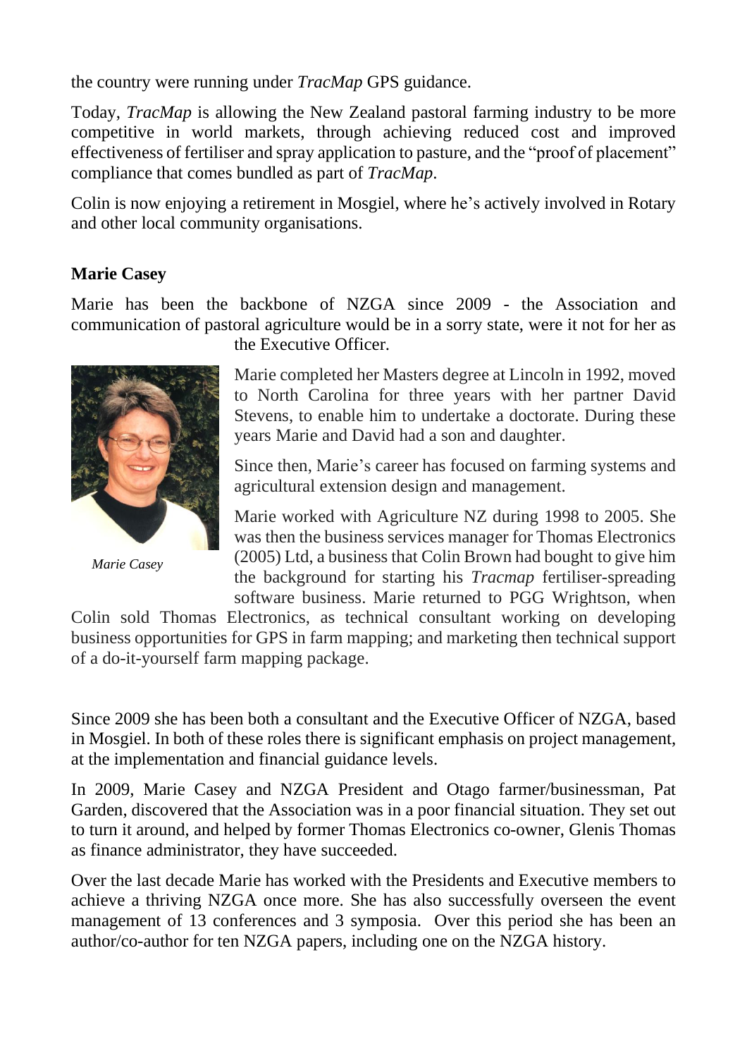the country were running under *TracMap* GPS guidance.

Today, *TracMap* is allowing the New Zealand pastoral farming industry to be more competitive in world markets, through achieving reduced cost and improved effectiveness of fertiliser and spray application to pasture, and the "proof of placement" compliance that comes bundled as part of *TracMap*.

Colin is now enjoying a retirement in Mosgiel, where he's actively involved in Rotary and other local community organisations.

**Marie Casey**

Marie has been the backbone of NZGA since 2009 - the Association and communication of pastoral agriculture would be in a sorry state, were it not for her as the Executive Officer.

*Marie Casey*

Marie completed her Masters degree at Lincoln in 1992, moved to North Carolina for three years with her partner David Stevens, to enable him to undertake a doctorate. During these years Marie and David had a son and daughter.

Since then, Marie's career has focused on farming systems and agricultural extension design and management.

Marie worked with Agriculture NZ during 1998 to 2005. She was then the business services manager for Thomas Electronics (2005) Ltd, a business that Colin Brown had bought to give him the background for starting his *Tracmap* fertiliser-spreading software business. Marie returned to PGG Wrightson, when Colin sold Thomas Electronics, as technical consultant working on developing business opportunities for GPS in farm mapping; and marketing then technical support of a do-it-yourself farm mapping package.

Since 2009 she has been both a consultant and the Executive Officer of NZGA, based in Mosgiel. In both of these roles there is significant emphasis on project management, at the implementation and financial guidance levels.

In 2009, Marie Casey and NZGA President and Otago farmer/businessman, Pat Garden, discovered that the Association was in a poor financial situation. They set out to turn it around, and helped by former Thomas Electronics co-owner, Glenis Thomas as finance administrator, they have succeeded.

Over the last decade Marie has worked with the Presidents and Executive members to achieve a thriving NZGA once more. She has also successfully overseen the event management of 13 conferences and 3 symposia. Over this period she has been an author/co-author for ten NZGA papers, including one on the NZGA history.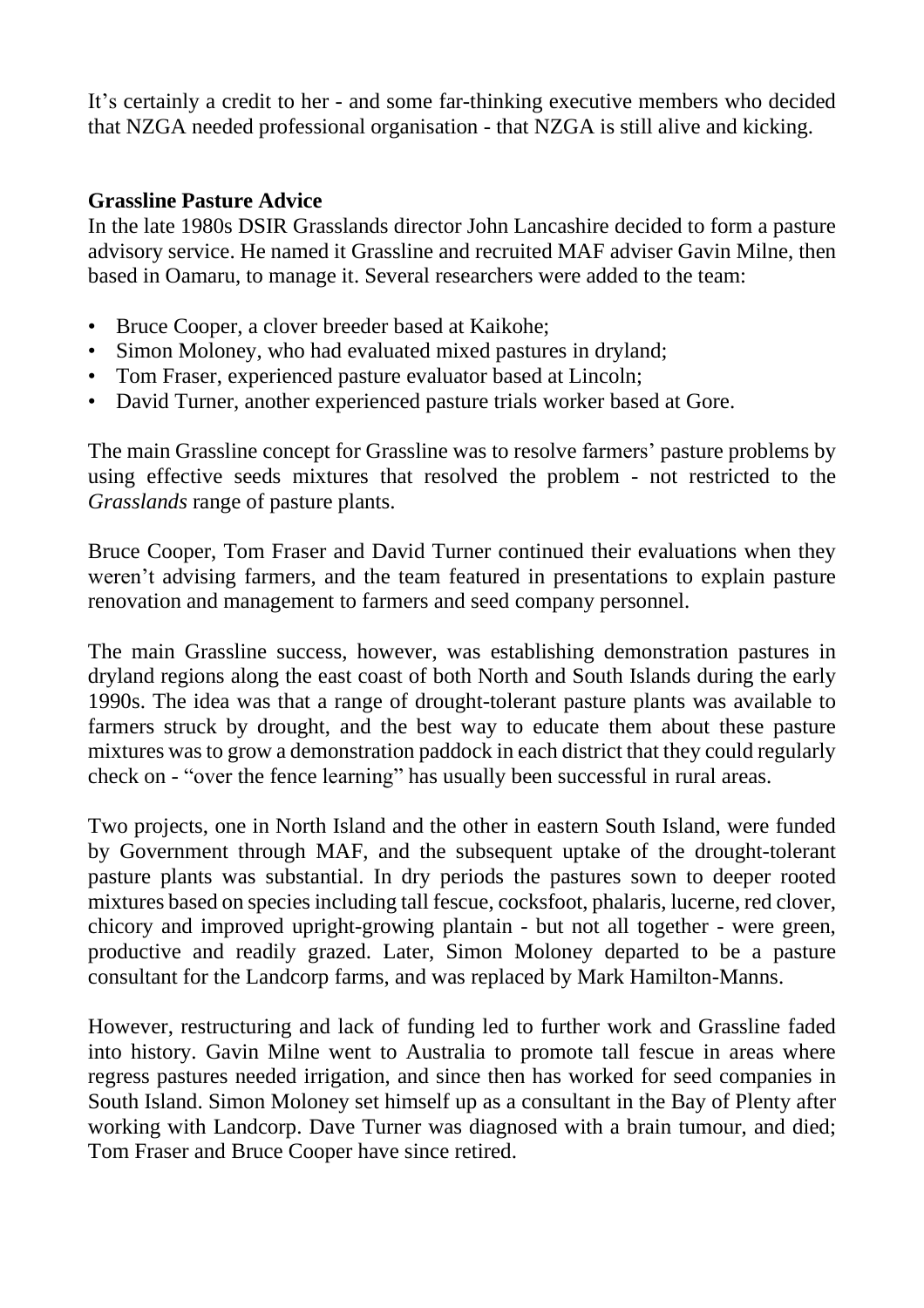It's certainly a credit to her - and some far-thinking executive members who decided that NZGA needed professional organisation - that NZGA is still alive and kicking.

**Grassline Pasture Advice**

In the late 1980s DSIR Grasslands director John Lancashire decided to form a pasture advisory service. He named it Grassline and recruited MAF adviser Gavin Milne, then based in Oamaru, to manage it. Several researchers were added to the team:

- Bruce Cooper, a clover breeder based at Kaikohe;
- Simon Moloney, who had evaluated mixed pastures in dryland;
- Tom Fraser, experienced pasture evaluator based at Lincoln;
- David Turner, another experienced pasture trials worker based at Gore.

The main Grassline concept for Grassline was to resolve farmers' pasture problems by using effective seeds mixtures that resolved the problem - not restricted to the *Grasslands* range of pasture plants.

Bruce Cooper, Tom Fraser and David Turner continued their evaluations when they weren't advising farmers, and the team featured in presentations to explain pasture renovation and management to farmers and seed company personnel.

The main Grassline success, however, was establishing demonstration pastures in dryland regions along the east coast of both North and South Islands during the early 1990s. The idea was that a range of drought-tolerant pasture plants was available to farmers struck by drought, and the best way to educate them about these pasture mixtures was to grow a demonstration paddock in each district that they could regularly check on - "over the fence learning" has usually been successful in rural areas.

Two projects, one in North Island and the other in eastern South Island, were funded by Government through MAF, and the subsequent uptake of the drought-tolerant pasture plants was substantial. In dry periods the pastures sown to deeper rooted mixtures based on species including tall fescue, cocksfoot, phalaris, lucerne, red clover, chicory and improved upright-growing plantain - but not all together - were green, productive and readily grazed. Later, Simon Moloney departed to be a pasture consultant for the Landcorp farms, and was replaced by Mark Hamilton-Manns.

However, restructuring and lack of funding led to further work and Grassline faded into history. Gavin Milne went to Australia to promote tall fescue in areas where regress pastures needed irrigation, and since then has worked for seed companies in South Island. Simon Moloney set himself up as a consultant in the Bay of Plenty after working with Landcorp. Dave Turner was diagnosed with a brain tumour, and died; Tom Fraser and Bruce Cooper have since retired.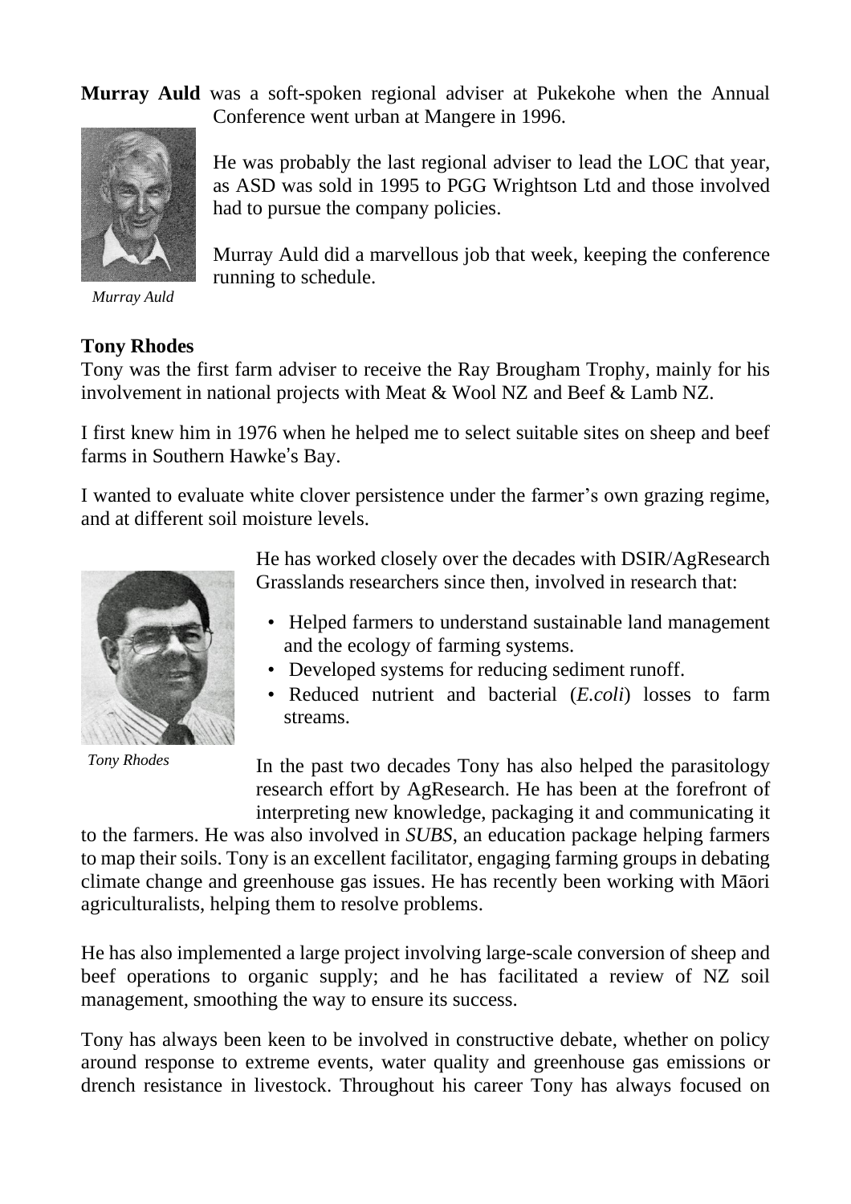**Murray Auld** was a soft-spoken regional adviser at Pukekohe when the Annual Conference went urban at Mangere in 1996.

He was probably the last regional adviser to lead the LOC that year, as ASD was sold in 1995 to PGG Wrightson Ltd and those involved had to pursue the company policies.

Murray Auld did a marvellous job that week, keeping the conference running to schedule.

*Murray Auld*

**Tony Rhodes**

Tony was the first farm adviser to receive the Ray Brougham Trophy, mainly for his involvement in national projects with Meat & Wool NZ and Beef & Lamb NZ.

I first knew him in 1976 when he helped me to select suitable sites on sheep and beef farms in Southern Hawke's Bay.

I wanted to evaluate white clover persistence under the farmer's own grazing regime, and at different soil moisture levels.

He has worked closely over the decades with DSIR/AgResearch Grasslands researchers since then, involved in research that:

- Helped farmers to understand sustainable land management and the ecology of farming systems.
- Developed systems for reducing sediment runoff.
- Reduced nutrient and bacterial (*E.coli*) losses to farm streams.

*Tony Rhodes*

In the past two decades Tony has also helped the parasitology research effort by AgResearch. He has been at the forefront of interpreting new knowledge, packaging it and communicating it to the farmers. He was also involved in *SUBS*, an education package helping farmers to map their soils. Tony is an excellent facilitator, engaging farming groups in debating climate change and greenhouse gas issues. He has recently been working with Māori agriculturalists, helping them to resolve problems.

He has also implemented a large project involving large-scale conversion of sheep and beef operations to organic supply; and he has facilitated a review of NZ soil management, smoothing the way to ensure its success.

Tony has always been keen to be involved in constructive debate, whether on policy around response to extreme events, water quality and greenhouse gas emissions or drench resistance in livestock. Throughout his career Tony has always focused on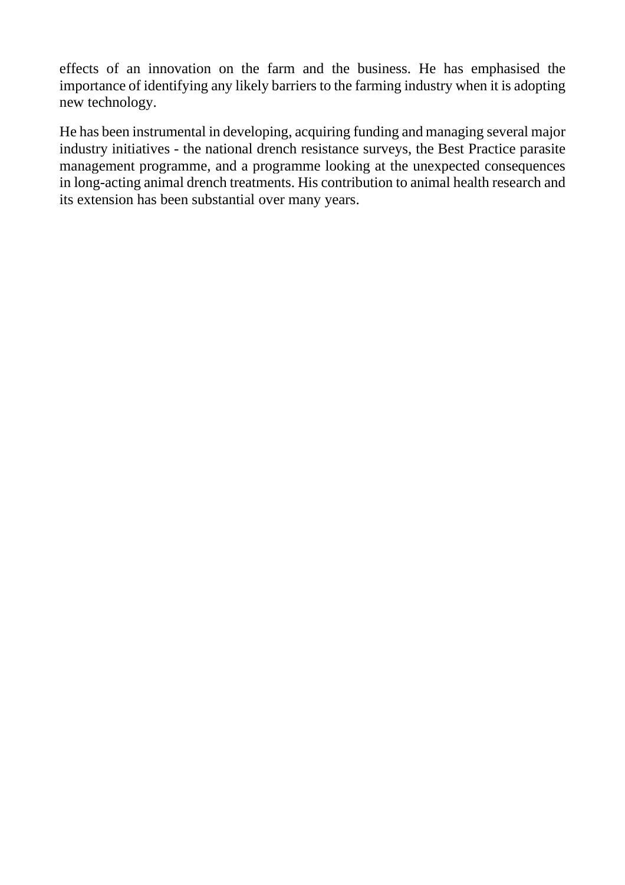effects of an innovation on the farm and the business. He has emphasised the importance of identifying any likely barriers to the farming industry when it is adopting new technology.

He has been instrumental in developing, acquiring funding and managing several major industry initiatives - the national drench resistance surveys, the Best Practice parasite management programme, and a programme looking at the unexpected consequences in long-acting animal drench treatments. His contribution to animal health research and its extension has been substantial over many years.